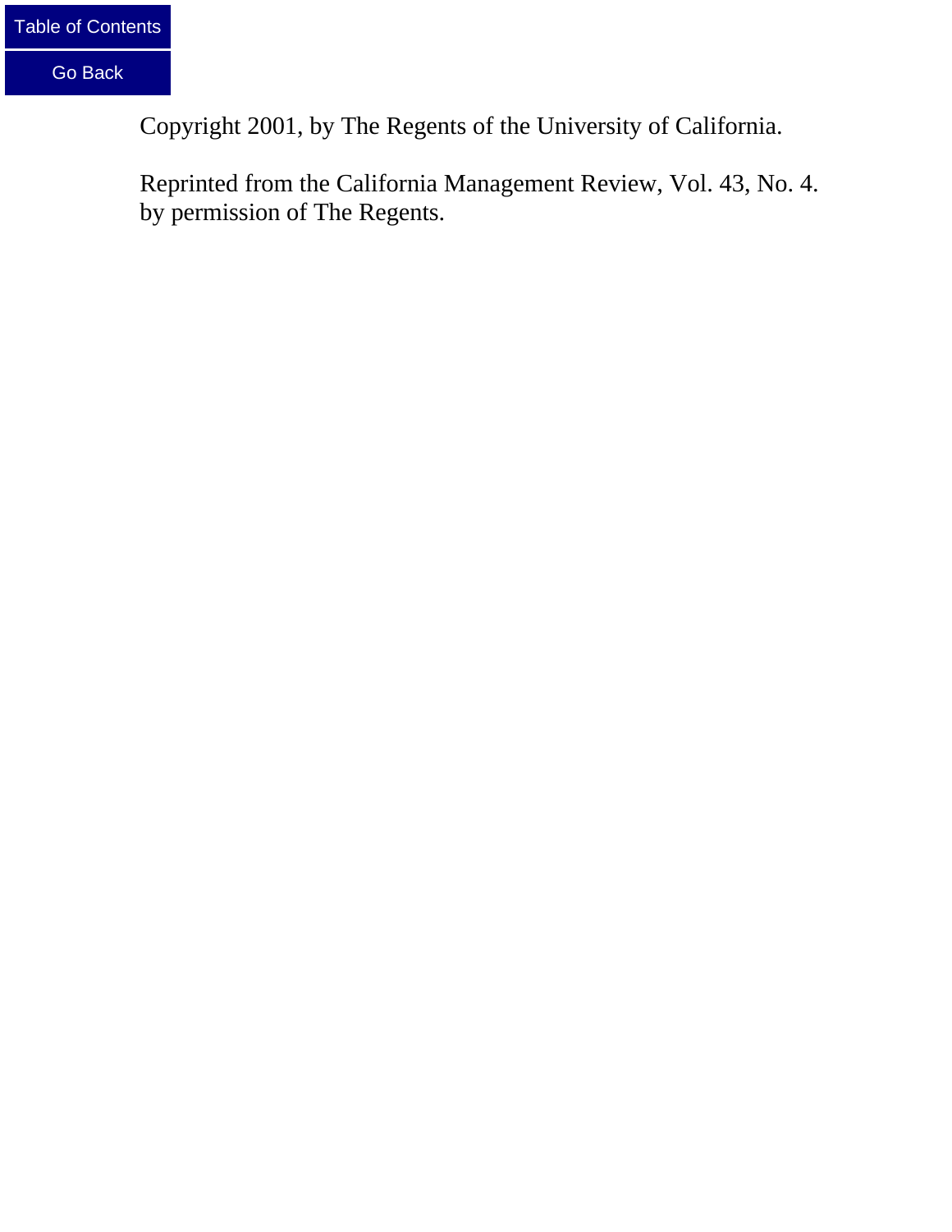Copyright 2001, by The Regents of the University of California.

Reprinted from the California Management Review, Vol. 43, No. 4. by permission of The Regents.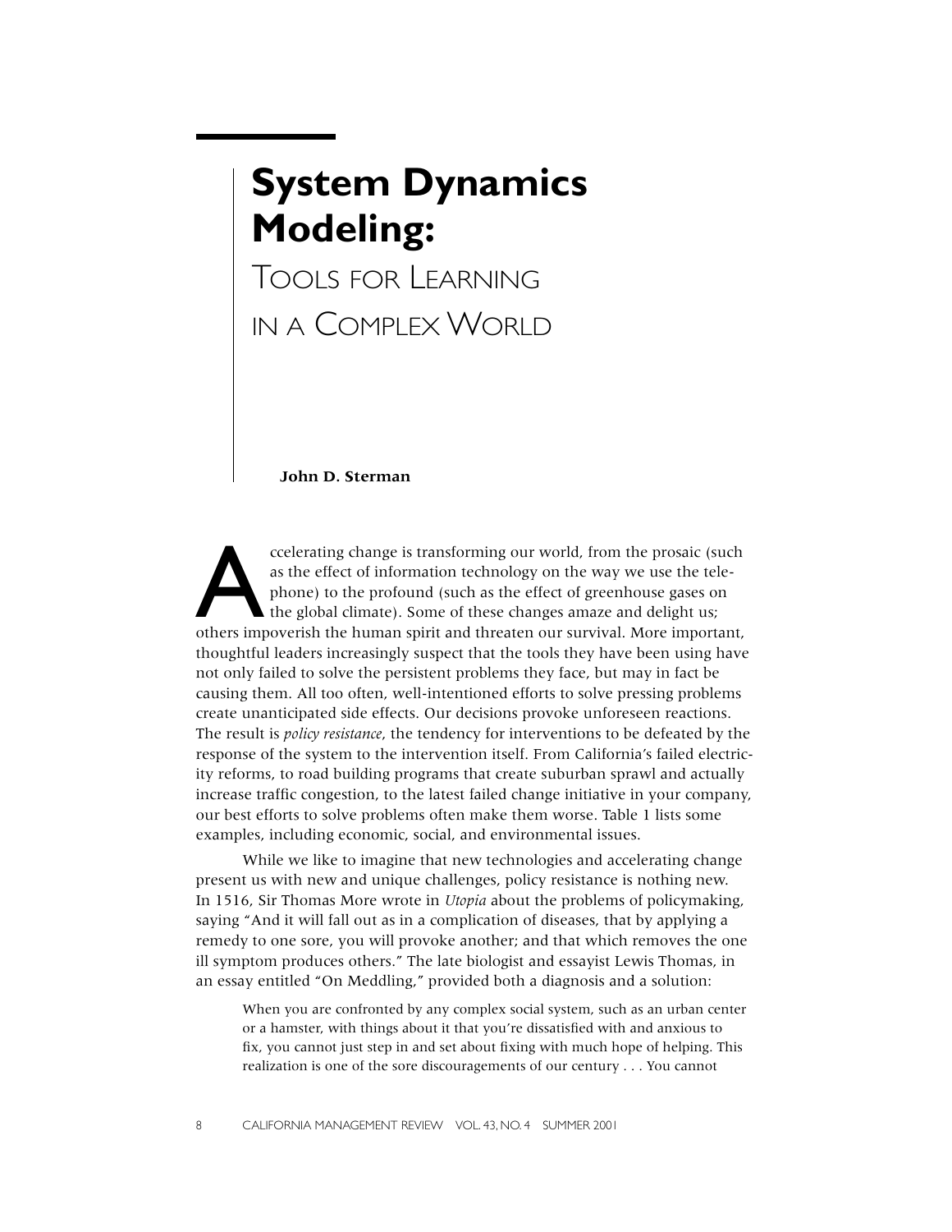# System Dynamics Modeling:

## Tools for Learning in a Complex World

**John D. Sterman**

Accelerating change is transforming our world, from the prosaic (such as the effect of information technology on the way we use the telephone) to the profound (such as the effect of greenhouse gases on the global climate). Some of these changes amaze and delight us; others impoverish the human spirit and threaten our survival. More important, thoughtful leaders increasingly suspect that the tools they have been using have not only failed to solve the persistent problems they face, but may in fact be causing them. All too often, well-intentioned efforts to solve pressing problems create unanticipated side effects. Our decisions provoke unforeseen reactions. The result is *policy resistance*, the tendency for interventions to be defeated by the response of the system to the intervention itself. From California's failed electricity reforms, to road building programs that create suburban sprawl and actually increase traffic congestion, to the latest failed change initiative in your company, our best efforts to solve problems often make them worse. Table 1 lists some examples, including economic, social, and environmental issues.

While we like to imagine that new technologies and accelerating change present us with new and unique challenges, policy resistance is nothing new. In 1516, Sir Thomas More wrote in *Utopia* about the problems of policymaking, saying "And it will fall out as in a complication of diseases, that by applying a remedy to one sore, you will provoke another; and that which removes the one ill symptom produces others." The late biologist and essayist Lewis Thomas, in an essay entitled "On Meddling," provided both a diagnosis and a solution:

> When you are confronted by any complex social system, such as an urban center or a hamster, with things about it that you're dissatisfied with and anxious to fix, you cannot just step in and set about fixing with much hope of helping. This realization is one of the sore discouragements of our century . . . You cannot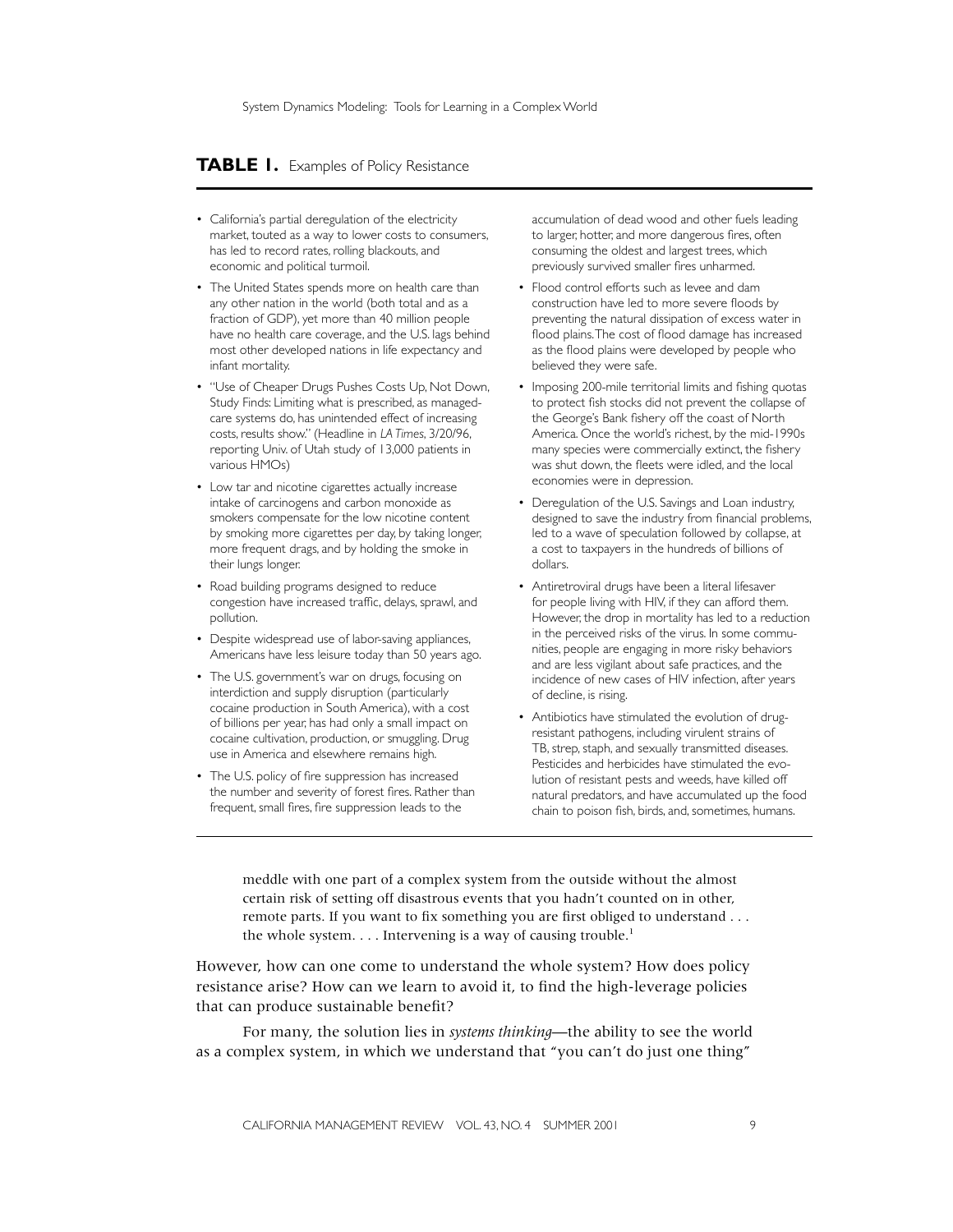**TABLE 1.** Examples of Policy Resistance

- California's partial deregulation of the electricity market, touted as a way to lower costs to consumers, has led to record rates, rolling blackouts, and economic and political turmoil.
- The United States spends more on health care than any other nation in the world (both total and as a fraction of GDP), yet more than 40 million people have no health care coverage, and the U.S. lags behind most other developed nations in life expectancy and infant mortality.
- "Use of Cheaper Drugs Pushes Costs Up, Not Down, Study Finds: Limiting what is prescribed, as managed-care systems do, has unintended effect of increasing costs, results show." (Headline in *LA Times*, 3/20/96, reporting Univ. of Utah study of 13,000 patients in various HMOs)
- Low tar and nicotine cigarettes actually increase intake of carcinogens and carbon monoxide as smokers compensate for the low nicotine content by smoking more cigarettes per day, by taking longer, more frequent drags, and by holding the smoke in their lungs longer.
- Road building programs designed to reduce congestion have increased traffic, delays, sprawl, and pollution.
- Despite widespread use of labor-saving appliances, Americans have less leisure today than 50 years ago.
- The U.S. government's war on drugs, focusing on interdiction and supply disruption (particularly cocaine production in South America), with a cost of billions per year, has had only a small impact on cocaine cultivation, production, or smuggling. Drug use in America and elsewhere remains high.
- The U.S. policy of fire suppression has increased the number and severity of forest fires. Rather than frequent, small fires, fire suppression leads to the accumulation of dead wood and other fuels leading to larger, hotter, and more dangerous fires, often consuming the oldest and largest trees, which previously survived smaller fires unharmed.
- Flood control efforts such as levee and dam construction have led to more severe floods by preventing the natural dissipation of excess water in flood plains. The cost of flood damage has increased as the flood plains were developed by people who believed they were safe.
- Imposing 200-mile territorial limits and fishing quotas to protect fish stocks did not prevent the collapse of the George's Bank fishery off the coast of North America. Once the world's richest, by the mid-1990s many species were commercially extinct, the fishery was shut down, the fleets were idled, and the local economies were in depression.
- Deregulation of the U.S. Savings and Loan industry, designed to save the industry from financial problems, led to a wave of speculation followed by collapse, at a cost to taxpayers in the hundreds of billions of dollars.
- Antiretroviral drugs have been a literal lifesaver for people living with HIV, if they can afford them. However, the drop in mortality has led to a reduction in the perceived risks of the virus. In some communities, people are engaging in more risky behaviors and are less vigilant about safe practices, and the incidence of new cases of HIV infection, after years of decline, is rising.
- Antibiotics have stimulated the evolution of drug-resistant pathogens, including virulent strains of TB, strep, staph, and sexually transmitted diseases. Pesticides and herbicides have stimulated the evolution of resistant pests and weeds, have killed off natural predators, and have accumulated up the food chain to poison fish, birds, and, sometimes, humans.

> meddle with one part of a complex system from the outside without the almost certain risk of setting off disastrous events that you hadn't counted on in other, remote parts. If you want to fix something you are first obliged to understand . . . the whole system. . . . Intervening is a way of causing trouble.[1]

However, how can one come to understand the whole system? How does policy resistance arise? How can we learn to avoid it, to find the high-leverage policies that can produce sustainable benefit?

For many, the solution lies in *systems thinking*—the ability to see the world as a complex system, in which we understand that "you can't do just one thing"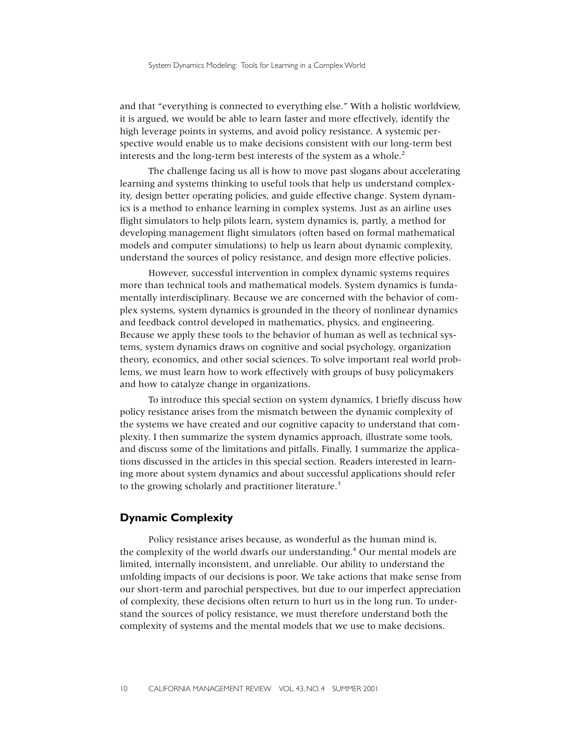and that "everything is connected to everything else." With a holistic worldview, it is argued, we would be able to learn faster and more effectively, identify the high leverage points in systems, and avoid policy resistance. A systemic perspective would enable us to make decisions consistent with our long-term best interests and the long-term best interests of the system as a whole.[2]

The challenge facing us all is how to move past slogans about accelerating learning and systems thinking to useful tools that help us understand complexity, design better operating policies, and guide effective change. System dynamics is a method to enhance learning in complex systems. Just as an airline uses flight simulators to help pilots learn, system dynamics is, partly, a method for developing management flight simulators (often based on formal mathematical models and computer simulations) to help us learn about dynamic complexity, understand the sources of policy resistance, and design more effective policies.

However, successful intervention in complex dynamic systems requires more than technical tools and mathematical models. System dynamics is fundamentally interdisciplinary. Because we are concerned with the behavior of complex systems, system dynamics is grounded in the theory of nonlinear dynamics and feedback control developed in mathematics, physics, and engineering. Because we apply these tools to the behavior of human as well as technical systems, system dynamics draws on cognitive and social psychology, organization theory, economics, and other social sciences. To solve important real world problems, we must learn how to work effectively with groups of busy policymakers and how to catalyze change in organizations.

To introduce this special section on system dynamics, I briefly discuss how policy resistance arises from the mismatch between the dynamic complexity of the systems we have created and our cognitive capacity to understand that complexity. I then summarize the system dynamics approach, illustrate some tools, and discuss some of the limitations and pitfalls. Finally, I summarize the applications discussed in the articles in this special section. Readers interested in learning more about system dynamics and about successful applications should refer to the growing scholarly and practitioner literature.[3]

## Dynamic Complexity

Policy resistance arises because, as wonderful as the human mind is, the complexity of the world dwarfs our understanding.[4] Our mental models are limited, internally inconsistent, and unreliable. Our ability to understand the unfolding impacts of our decisions is poor. We take actions that make sense from our short-term and parochial perspectives, but due to our imperfect appreciation of complexity, these decisions often return to hurt us in the long run. To understand the sources of policy resistance, we must therefore understand both the complexity of systems and the mental models that we use to make decisions.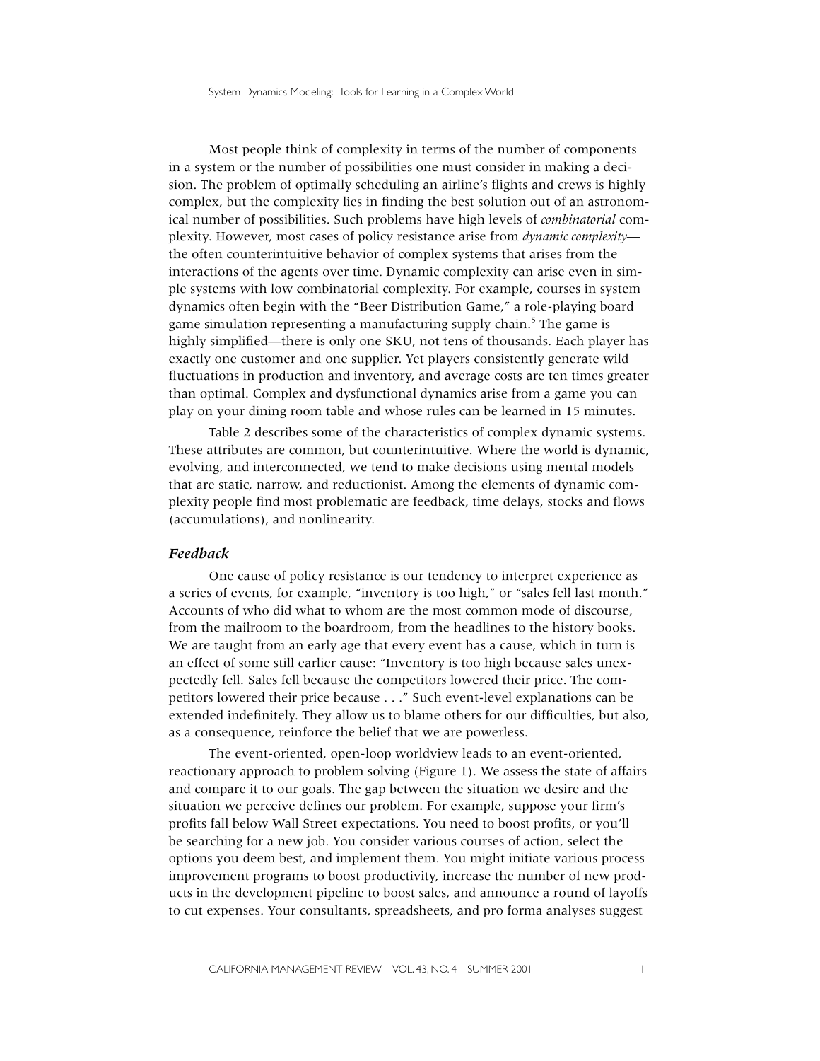Most people think of complexity in terms of the number of components in a system or the number of possibilities one must consider in making a decision. The problem of optimally scheduling an airline's flights and crews is highly complex, but the complexity lies in finding the best solution out of an astronomical number of possibilities. Such problems have high levels of *combinatorial* complexity. However, most cases of policy resistance arise from *dynamic complexity*—the often counterintuitive behavior of complex systems that arises from the interactions of the agents over time. Dynamic complexity can arise even in simple systems with low combinatorial complexity. For example, courses in system dynamics often begin with the "Beer Distribution Game," a role-playing board game simulation representing a manufacturing supply chain.[5] The game is highly simplified—there is only one SKU, not tens of thousands. Each player has exactly one customer and one supplier. Yet players consistently generate wild fluctuations in production and inventory, and average costs are ten times greater than optimal. Complex and dysfunctional dynamics arise from a game you can play on your dining room table and whose rules can be learned in 15 minutes.

Table 2 describes some of the characteristics of complex dynamic systems. These attributes are common, but counterintuitive. Where the world is dynamic, evolving, and interconnected, we tend to make decisions using mental models that are static, narrow, and reductionist. Among the elements of dynamic complexity people find most problematic are feedback, time delays, stocks and flows (accumulations), and nonlinearity.

### *Feedback*

One cause of policy resistance is our tendency to interpret experience as a series of events, for example, "inventory is too high," or "sales fell last month." Accounts of who did what to whom are the most common mode of discourse, from the mailroom to the boardroom, from the headlines to the history books. We are taught from an early age that every event has a cause, which in turn is an effect of some still earlier cause: "Inventory is too high because sales unexpectedly fell. Sales fell because the competitors lowered their price. The competitors lowered their price because . . ." Such event-level explanations can be extended indefinitely. They allow us to blame others for our difficulties, but also, as a consequence, reinforce the belief that we are powerless.

The event-oriented, open-loop worldview leads to an event-oriented, reactionary approach to problem solving (Figure 1). We assess the state of affairs and compare it to our goals. The gap between the situation we desire and the situation we perceive defines our problem. For example, suppose your firm's profits fall below Wall Street expectations. You need to boost profits, or you'll be searching for a new job. You consider various courses of action, select the options you deem best, and implement them. You might initiate various process improvement programs to boost productivity, increase the number of new products in the development pipeline to boost sales, and announce a round of layoffs to cut expenses. Your consultants, spreadsheets, and pro forma analyses suggest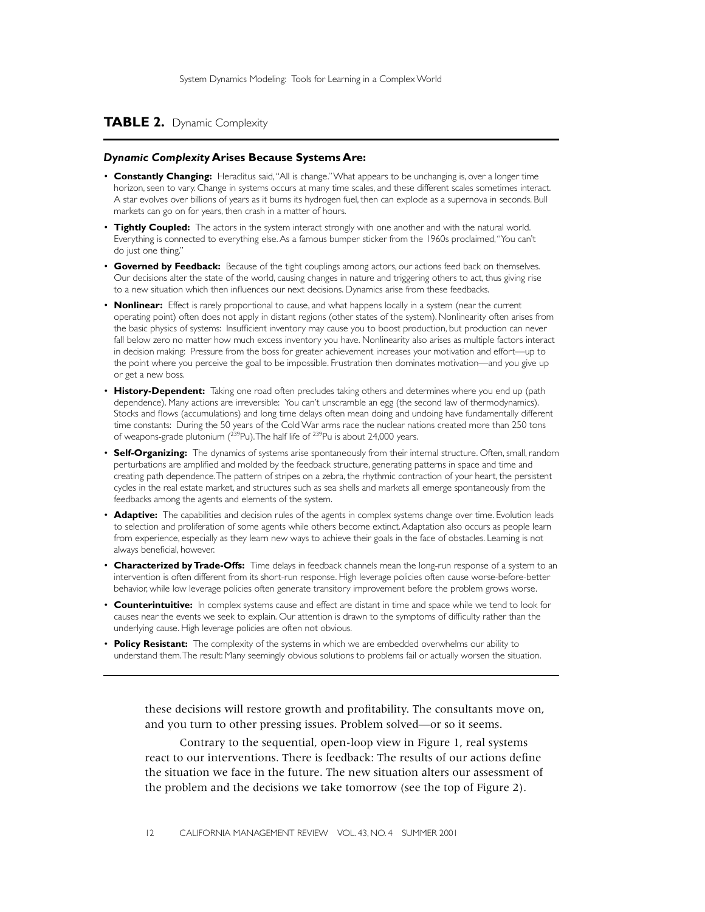## TABLE 2. Dynamic Complexity

### *Dynamic Complexity* Arises Because Systems Are:

- **Constantly Changing:** Heraclitus said, "All is change." What appears to be unchanging is, over a longer time horizon, seen to vary. Change in systems occurs at many time scales, and these different scales sometimes interact. A star evolves over billions of years as it burns its hydrogen fuel, then can explode as a supernova in seconds. Bull markets can go on for years, then crash in a matter of hours.
- **Tightly Coupled:** The actors in the system interact strongly with one another and with the natural world. Everything is connected to everything else. As a famous bumper sticker from the 1960s proclaimed, "You can't do just one thing."
- **Governed by Feedback:** Because of the tight couplings among actors, our actions feed back on themselves. Our decisions alter the state of the world, causing changes in nature and triggering others to act, thus giving rise to a new situation which then influences our next decisions. Dynamics arise from these feedbacks.
- **Nonlinear:** Effect is rarely proportional to cause, and what happens locally in a system (near the current operating point) often does not apply in distant regions (other states of the system). Nonlinearity often arises from the basic physics of systems: Insufficient inventory may cause you to boost production, but production can never fall below zero no matter how much excess inventory you have. Nonlinearity also arises as multiple factors interact in decision making: Pressure from the boss for greater achievement increases your motivation and effort—up to the point where you perceive the goal to be impossible. Frustration then dominates motivation—and you give up or get a new boss.
- **History-Dependent:** Taking one road often precludes taking others and determines where you end up (path dependence). Many actions are irreversible: You can't unscramble an egg (the second law of thermodynamics). Stocks and flows (accumulations) and long time delays often mean doing and undoing have fundamentally different time constants: During the 50 years of the Cold War arms race the nuclear nations created more than 250 tons of weapons-grade plutonium ($^{239}$Pu). The half life of $^{239}$Pu is about 24,000 years.
- **Self-Organizing:** The dynamics of systems arise spontaneously from their internal structure. Often, small, random perturbations are amplified and molded by the feedback structure, generating patterns in space and time and creating path dependence. The pattern of stripes on a zebra, the rhythmic contraction of your heart, the persistent cycles in the real estate market, and structures such as sea shells and markets all emerge spontaneously from the feedbacks among the agents and elements of the system.
- **Adaptive:** The capabilities and decision rules of the agents in complex systems change over time. Evolution leads to selection and proliferation of some agents while others become extinct. Adaptation also occurs as people learn from experience, especially as they learn new ways to achieve their goals in the face of obstacles. Learning is not always beneficial, however.
- **Characterized by Trade-Offs:** Time delays in feedback channels mean the long-run response of a system to an intervention is often different from its short-run response. High leverage policies often cause worse-before-better behavior, while low leverage policies often generate transitory improvement before the problem grows worse.
- **Counterintuitive:** In complex systems cause and effect are distant in time and space while we tend to look for causes near the events we seek to explain. Our attention is drawn to the symptoms of difficulty rather than the underlying cause. High leverage policies are often not obvious.
- **Policy Resistant:** The complexity of the systems in which we are embedded overwhelms our ability to understand them. The result: Many seemingly obvious solutions to problems fail or actually worsen the situation.

these decisions will restore growth and profitability. The consultants move on, and you turn to other pressing issues. Problem solved—or so it seems.

Contrary to the sequential, open-loop view in Figure 1, real systems react to our interventions. There is feedback: The results of our actions define the situation we face in the future. The new situation alters our assessment of the problem and the decisions we take tomorrow (see the top of Figure 2).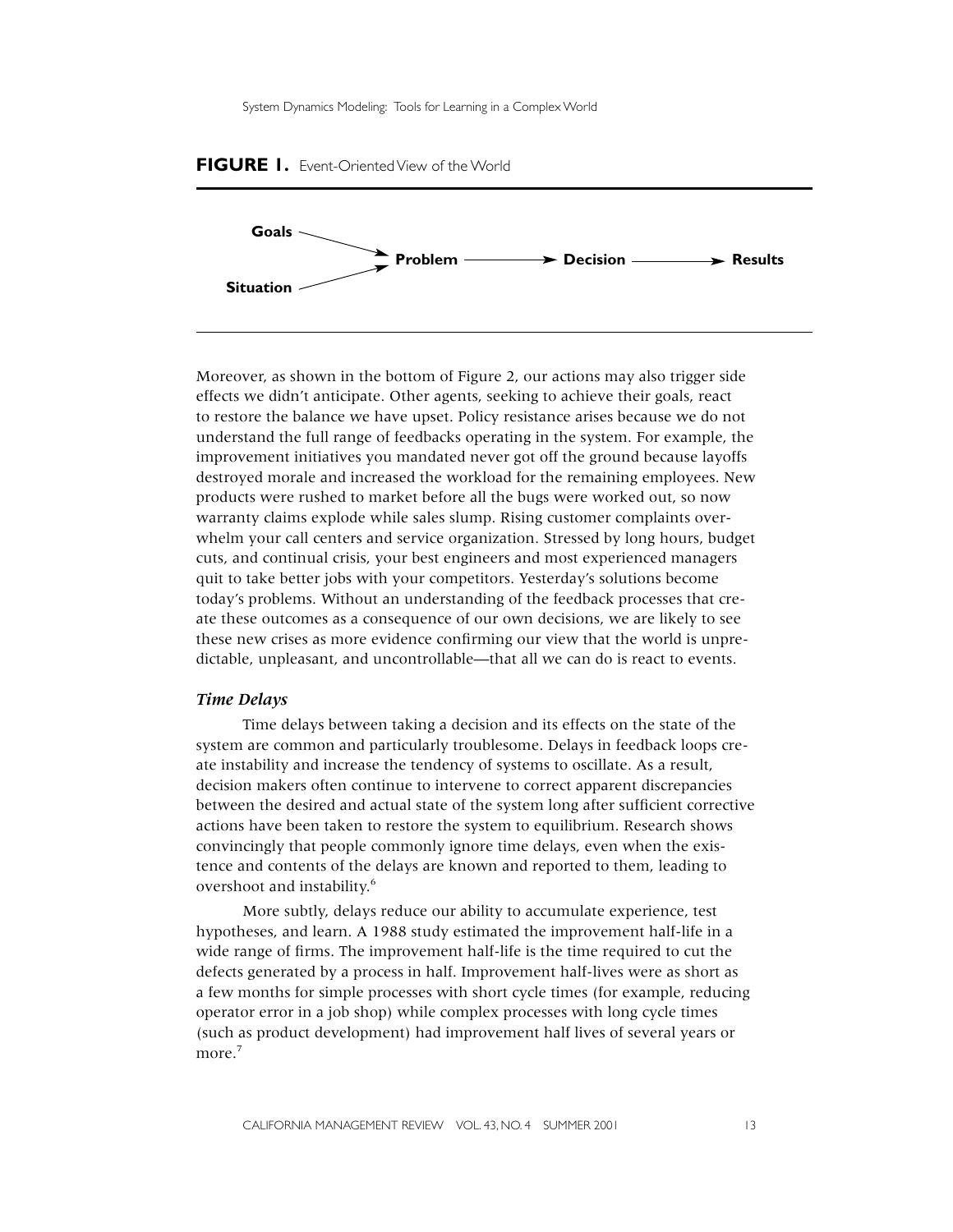**FIGURE 1.** Event-Oriented View of the World

Goals → Problem → Decision → Results
Situation → Problem

Moreover, as shown in the bottom of Figure 2, our actions may also trigger side effects we didn't anticipate. Other agents, seeking to achieve their goals, react to restore the balance we have upset. Policy resistance arises because we do not understand the full range of feedbacks operating in the system. For example, the improvement initiatives you mandated never got off the ground because layoffs destroyed morale and increased the workload for the remaining employees. New products were rushed to market before all the bugs were worked out, so now warranty claims explode while sales slump. Rising customer complaints overwhelm your call centers and service organization. Stressed by long hours, budget cuts, and continual crisis, your best engineers and most experienced managers quit to take better jobs with your competitors. Yesterday's solutions become today's problems. Without an understanding of the feedback processes that create these outcomes as a consequence of our own decisions, we are likely to see these new crises as more evidence confirming our view that the world is unpredictable, unpleasant, and uncontrollable—that all we can do is react to events.

### *Time Delays*

Time delays between taking a decision and its effects on the state of the system are common and particularly troublesome. Delays in feedback loops create instability and increase the tendency of systems to oscillate. As a result, decision makers often continue to intervene to correct apparent discrepancies between the desired and actual state of the system long after sufficient corrective actions have been taken to restore the system to equilibrium. Research shows convincingly that people commonly ignore time delays, even when the existence and contents of the delays are known and reported to them, leading to overshoot and instability.[6]

More subtly, delays reduce our ability to accumulate experience, test hypotheses, and learn. A 1988 study estimated the improvement half-life in a wide range of firms. The improvement half-life is the time required to cut the defects generated by a process in half. Improvement half-lives were as short as a few months for simple processes with short cycle times (for example, reducing operator error in a job shop) while complex processes with long cycle times (such as product development) had improvement half lives of several years or more.[7]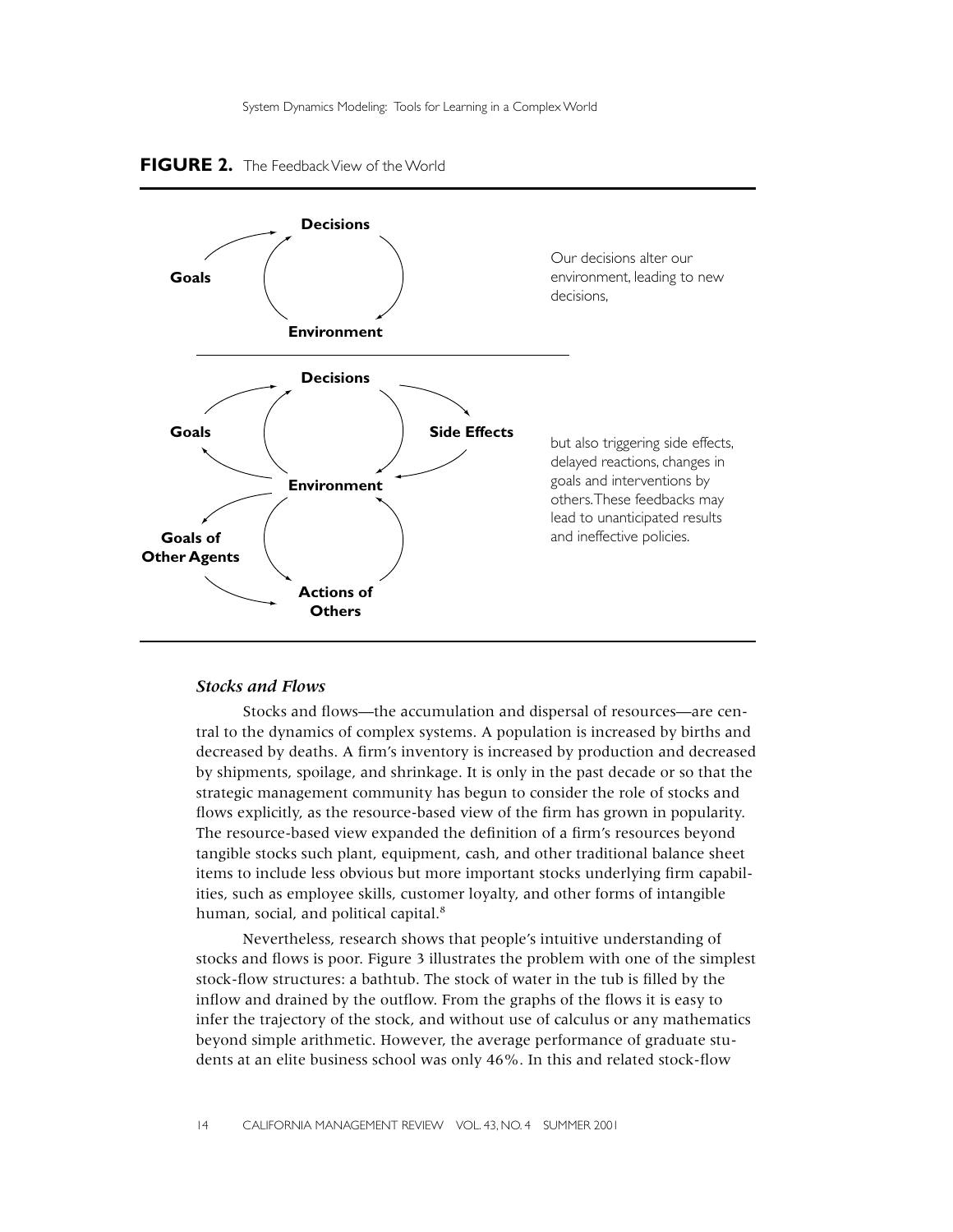**FIGURE 2.** The Feedback View of the World

Goals → Decisions → Environment → Decisions

Our decisions alter our environment, leading to new decisions,

Goals, Decisions, Side Effects, Environment, Goals of Other Agents, Actions of Others

but also triggering side effects, delayed reactions, changes in goals and interventions by others. These feedbacks may lead to unanticipated results and ineffective policies.

### *Stocks and Flows*

Stocks and flows—the accumulation and dispersal of resources—are central to the dynamics of complex systems. A population is increased by births and decreased by deaths. A firm's inventory is increased by production and decreased by shipments, spoilage, and shrinkage. It is only in the past decade or so that the strategic management community has begun to consider the role of stocks and flows explicitly, as the resource-based view of the firm has grown in popularity. The resource-based view expanded the definition of a firm's resources beyond tangible stocks such plant, equipment, cash, and other traditional balance sheet items to include less obvious but more important stocks underlying firm capabilities, such as employee skills, customer loyalty, and other forms of intangible human, social, and political capital.[8]

Nevertheless, research shows that people's intuitive understanding of stocks and flows is poor. Figure 3 illustrates the problem with one of the simplest stock-flow structures: a bathtub. The stock of water in the tub is filled by the inflow and drained by the outflow. From the graphs of the flows it is easy to infer the trajectory of the stock, and without use of calculus or any mathematics beyond simple arithmetic. However, the average performance of graduate students at an elite business school was only 46%. In this and related stock-flow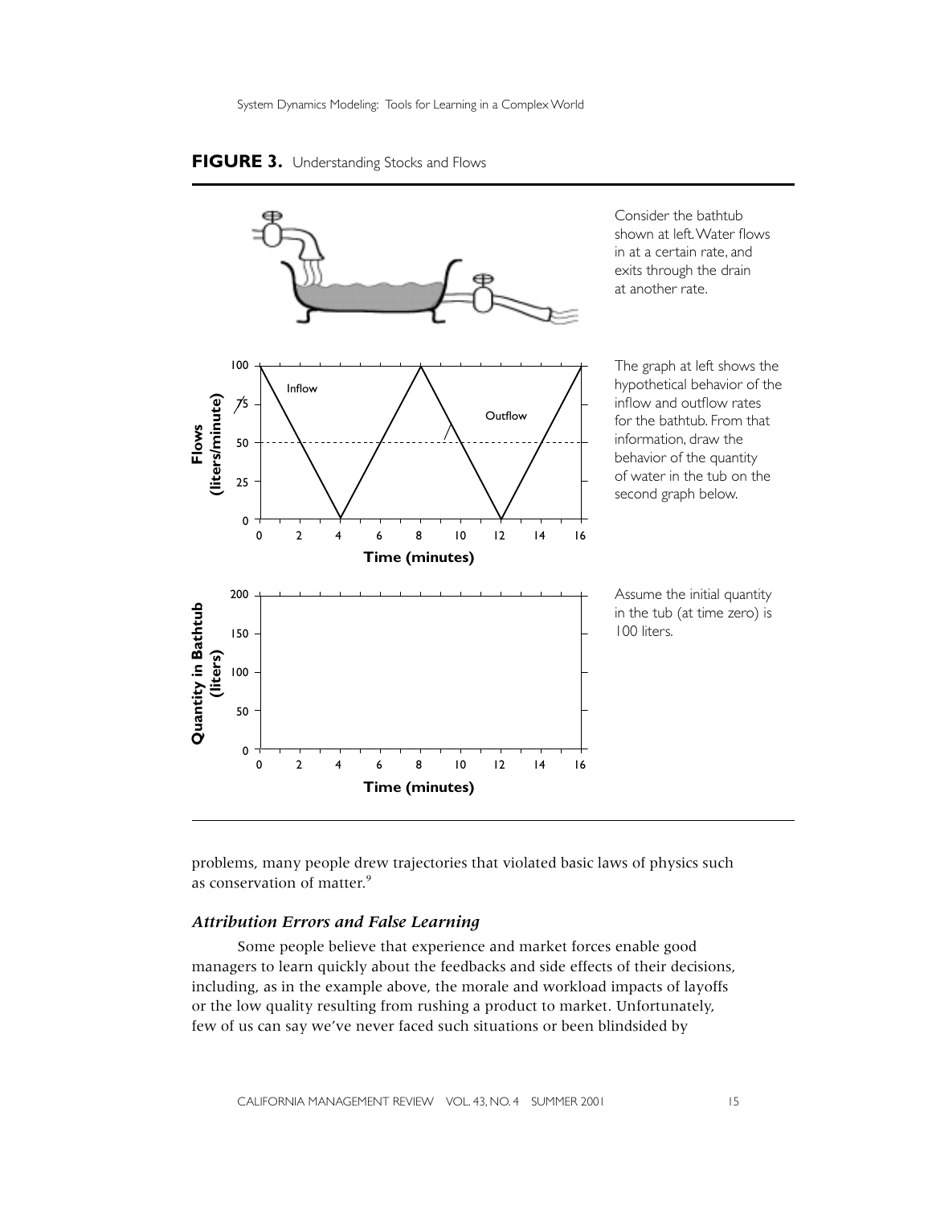**FIGURE 3.** Understanding Stocks and Flows

Consider the bathtub shown at left. Water flows in at a certain rate, and exits through the drain at another rate.

The graph at left shows the hypothetical behavior of the inflow and outflow rates for the bathtub. From that information, draw the behavior of the quantity of water in the tub on the second graph below.

Assume the initial quantity in the tub (at time zero) is 100 liters.

problems, many people drew trajectories that violated basic laws of physics such as conservation of matter.[9]

### *Attribution Errors and False Learning*

Some people believe that experience and market forces enable good managers to learn quickly about the feedbacks and side effects of their decisions, including, as in the example above, the morale and workload impacts of layoffs or the low quality resulting from rushing a product to market. Unfortunately, few of us can say we've never faced such situations or been blindsided by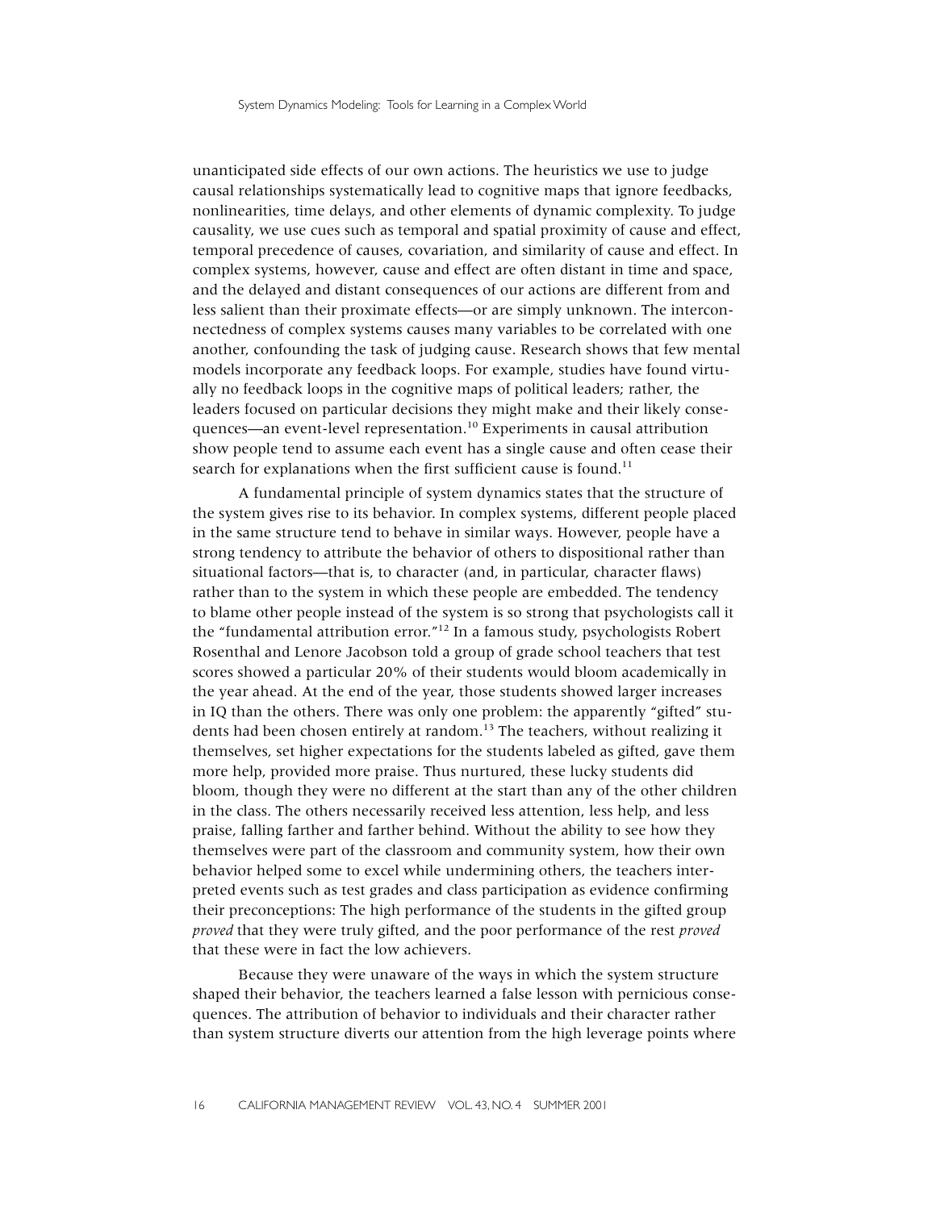unanticipated side effects of our own actions. The heuristics we use to judge causal relationships systematically lead to cognitive maps that ignore feedbacks, nonlinearities, time delays, and other elements of dynamic complexity. To judge causality, we use cues such as temporal and spatial proximity of cause and effect, temporal precedence of causes, covariation, and similarity of cause and effect. In complex systems, however, cause and effect are often distant in time and space, and the delayed and distant consequences of our actions are different from and less salient than their proximate effects—or are simply unknown. The interconnectedness of complex systems causes many variables to be correlated with one another, confounding the task of judging cause. Research shows that few mental models incorporate any feedback loops. For example, studies have found virtually no feedback loops in the cognitive maps of political leaders; rather, the leaders focused on particular decisions they might make and their likely consequences—an event-level representation.[10] Experiments in causal attribution show people tend to assume each event has a single cause and often cease their search for explanations when the first sufficient cause is found.[11]

A fundamental principle of system dynamics states that the structure of the system gives rise to its behavior. In complex systems, different people placed in the same structure tend to behave in similar ways. However, people have a strong tendency to attribute the behavior of others to dispositional rather than situational factors—that is, to character (and, in particular, character flaws) rather than to the system in which these people are embedded. The tendency to blame other people instead of the system is so strong that psychologists call it the "fundamental attribution error."[12] In a famous study, psychologists Robert Rosenthal and Lenore Jacobson told a group of grade school teachers that test scores showed a particular 20% of their students would bloom academically in the year ahead. At the end of the year, those students showed larger increases in IQ than the others. There was only one problem: the apparently "gifted" students had been chosen entirely at random.[13] The teachers, without realizing it themselves, set higher expectations for the students labeled as gifted, gave them more help, provided more praise. Thus nurtured, these lucky students did bloom, though they were no different at the start than any of the other children in the class. The others necessarily received less attention, less help, and less praise, falling farther and farther behind. Without the ability to see how they themselves were part of the classroom and community system, how their own behavior helped some to excel while undermining others, the teachers interpreted events such as test grades and class participation as evidence confirming their preconceptions: The high performance of the students in the gifted group *proved* that they were truly gifted, and the poor performance of the rest *proved* that these were in fact the low achievers.

Because they were unaware of the ways in which the system structure shaped their behavior, the teachers learned a false lesson with pernicious consequences. The attribution of behavior to individuals and their character rather than system structure diverts our attention from the high leverage points where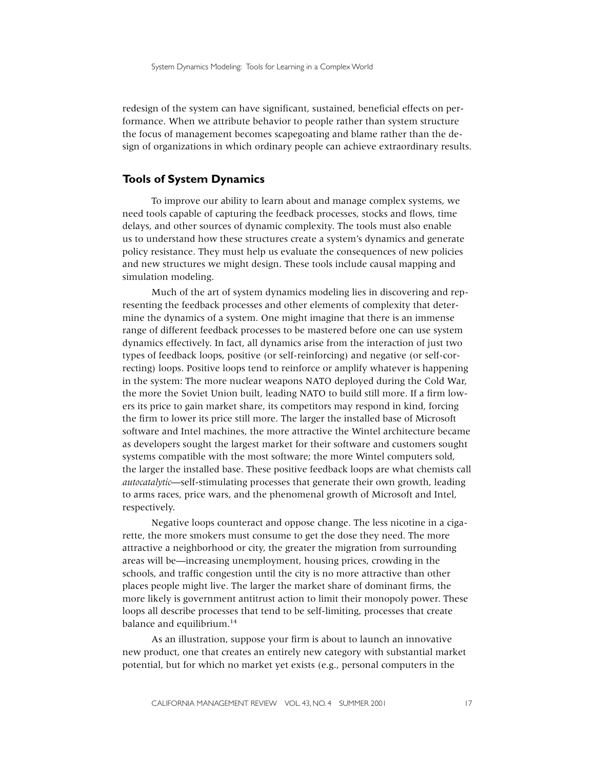redesign of the system can have significant, sustained, beneficial effects on performance. When we attribute behavior to people rather than system structure the focus of management becomes scapegoating and blame rather than the design of organizations in which ordinary people can achieve extraordinary results.

## Tools of System Dynamics

To improve our ability to learn about and manage complex systems, we need tools capable of capturing the feedback processes, stocks and flows, time delays, and other sources of dynamic complexity. The tools must also enable us to understand how these structures create a system's dynamics and generate policy resistance. They must help us evaluate the consequences of new policies and new structures we might design. These tools include causal mapping and simulation modeling.

Much of the art of system dynamics modeling lies in discovering and representing the feedback processes and other elements of complexity that determine the dynamics of a system. One might imagine that there is an immense range of different feedback processes to be mastered before one can use system dynamics effectively. In fact, all dynamics arise from the interaction of just two types of feedback loops, positive (or self-reinforcing) and negative (or self-correcting) loops. Positive loops tend to reinforce or amplify whatever is happening in the system: The more nuclear weapons NATO deployed during the Cold War, the more the Soviet Union built, leading NATO to build still more. If a firm lowers its price to gain market share, its competitors may respond in kind, forcing the firm to lower its price still more. The larger the installed base of Microsoft software and Intel machines, the more attractive the Wintel architecture became as developers sought the largest market for their software and customers sought systems compatible with the most software; the more Wintel computers sold, the larger the installed base. These positive feedback loops are what chemists call *autocatalytic*—self-stimulating processes that generate their own growth, leading to arms races, price wars, and the phenomenal growth of Microsoft and Intel, respectively.

Negative loops counteract and oppose change. The less nicotine in a cigarette, the more smokers must consume to get the dose they need. The more attractive a neighborhood or city, the greater the migration from surrounding areas will be—increasing unemployment, housing prices, crowding in the schools, and traffic congestion until the city is no more attractive than other places people might live. The larger the market share of dominant firms, the more likely is government antitrust action to limit their monopoly power. These loops all describe processes that tend to be self-limiting, processes that create balance and equilibrium.[14]

As an illustration, suppose your firm is about to launch an innovative new product, one that creates an entirely new category with substantial market potential, but for which no market yet exists (e.g., personal computers in the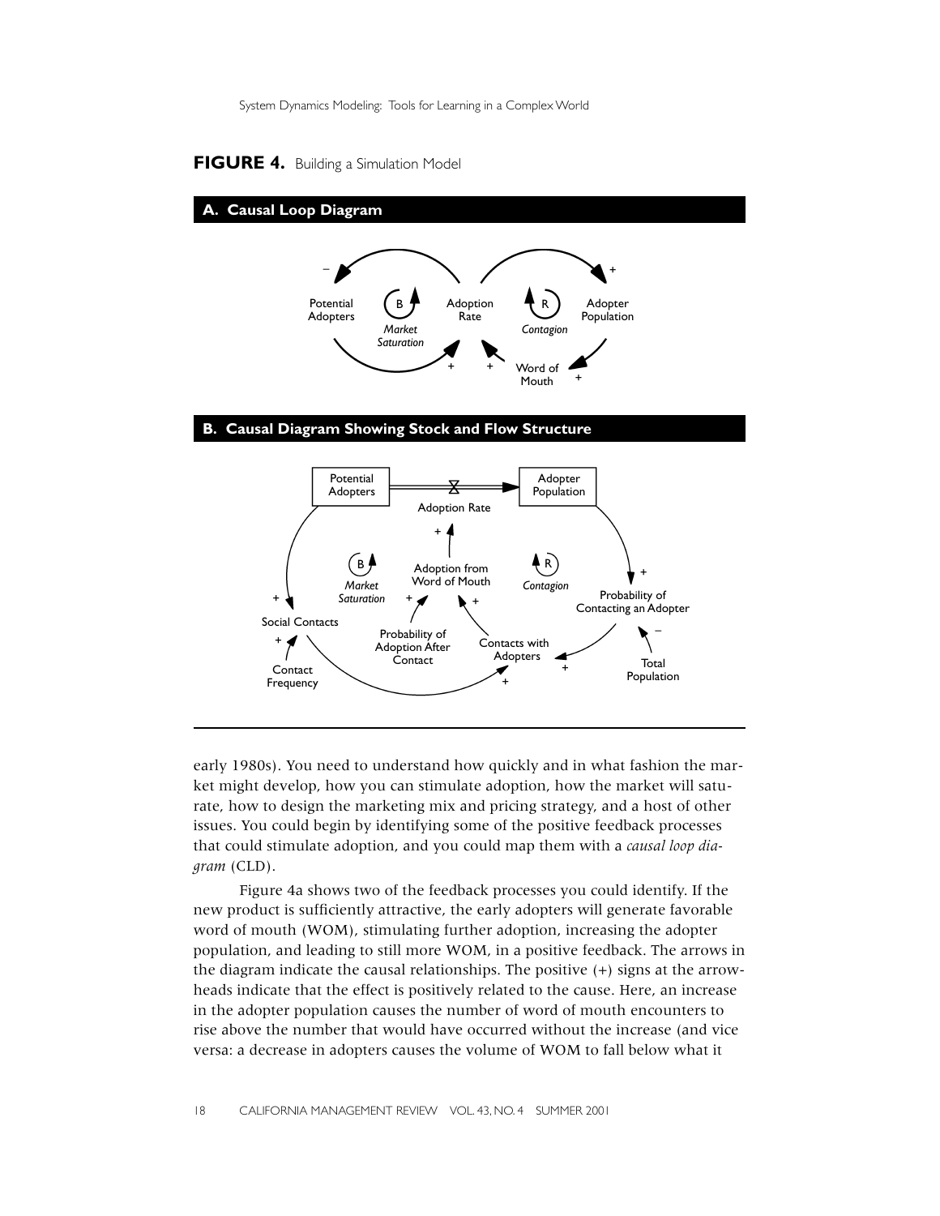**FIGURE 4.** Building a Simulation Model

**A. Causal Loop Diagram**

**B. Causal Diagram Showing Stock and Flow Structure**

early 1980s). You need to understand how quickly and in what fashion the market might develop, how you can stimulate adoption, how the market will saturate, how to design the marketing mix and pricing strategy, and a host of other issues. You could begin by identifying some of the positive feedback processes that could stimulate adoption, and you could map them with a *causal loop diagram* (CLD).

Figure 4a shows two of the feedback processes you could identify. If the new product is sufficiently attractive, the early adopters will generate favorable word of mouth (WOM), stimulating further adoption, increasing the adopter population, and leading to still more WOM, in a positive feedback. The arrows in the diagram indicate the causal relationships. The positive (+) signs at the arrowheads indicate that the effect is positively related to the cause. Here, an increase in the adopter population causes the number of word of mouth encounters to rise above the number that would have occurred without the increase (and vice versa: a decrease in adopters causes the volume of WOM to fall below what it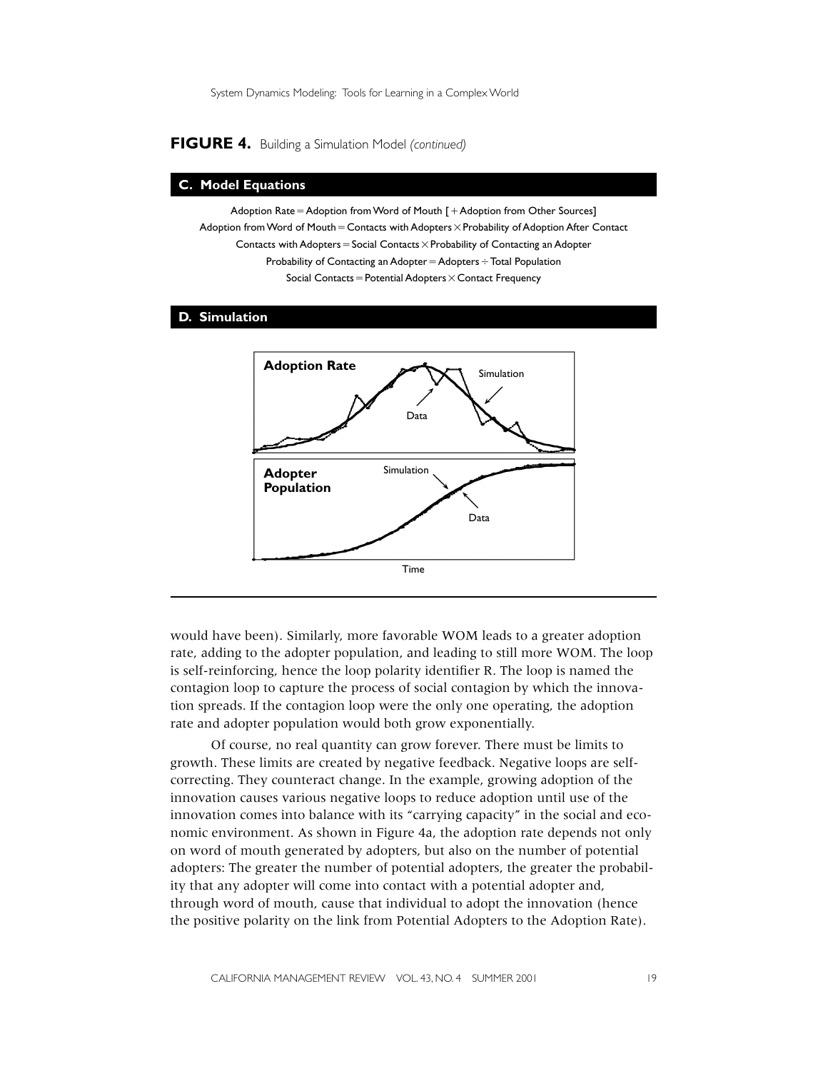**FIGURE 4.** Building a Simulation Model *(continued)*

**C. Model Equations**

Adoption Rate = Adoption from Word of Mouth [ + Adoption from Other Sources]
Adoption from Word of Mouth = Contacts with Adopters × Probability of Adoption After Contact
Contacts with Adopters = Social Contacts × Probability of Contacting an Adopter
Probability of Contacting an Adopter = Adopters ÷ Total Population
Social Contacts = Potential Adopters × Contact Frequency

**D. Simulation**

would have been). Similarly, more favorable WOM leads to a greater adoption rate, adding to the adopter population, and leading to still more WOM. The loop is self-reinforcing, hence the loop polarity identifier R. The loop is named the contagion loop to capture the process of social contagion by which the innovation spreads. If the contagion loop were the only one operating, the adoption rate and adopter population would both grow exponentially.

Of course, no real quantity can grow forever. There must be limits to growth. These limits are created by negative feedback. Negative loops are self-correcting. They counteract change. In the example, growing adoption of the innovation causes various negative loops to reduce adoption until use of the innovation comes into balance with its "carrying capacity" in the social and economic environment. As shown in Figure 4a, the adoption rate depends not only on word of mouth generated by adopters, but also on the number of potential adopters: The greater the number of potential adopters, the greater the probability that any adopter will come into contact with a potential adopter and, through word of mouth, cause that individual to adopt the innovation (hence the positive polarity on the link from Potential Adopters to the Adoption Rate).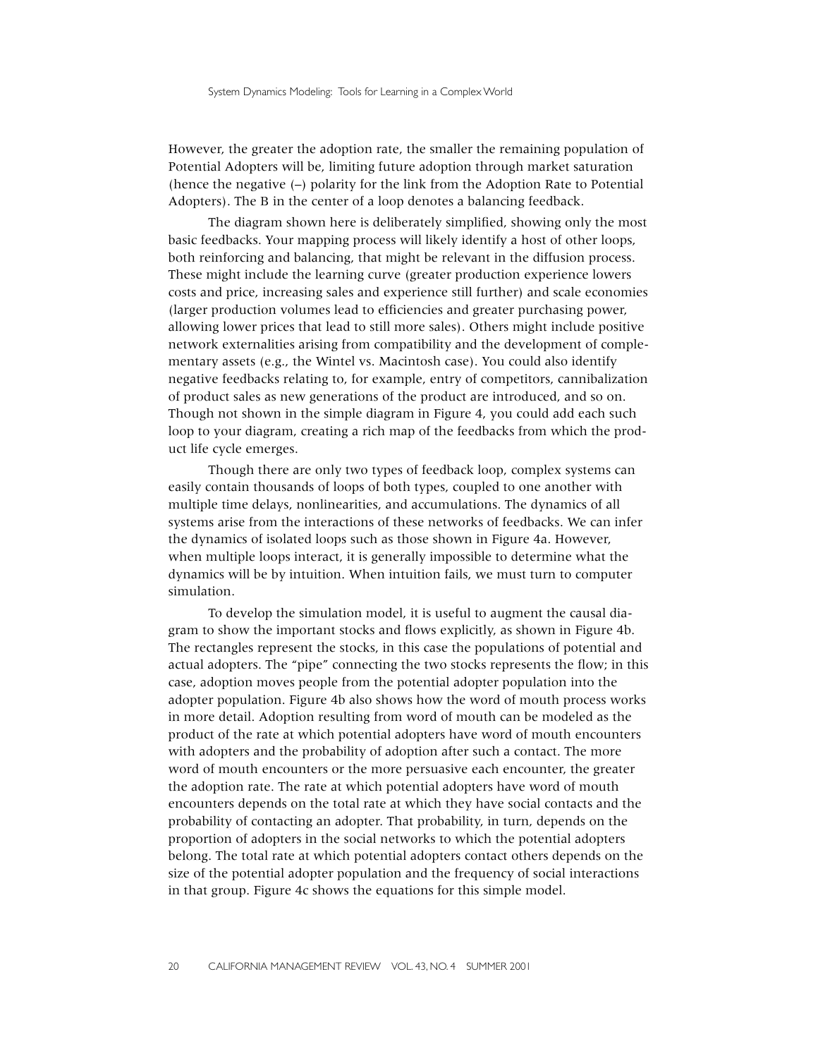However, the greater the adoption rate, the smaller the remaining population of Potential Adopters will be, limiting future adoption through market saturation (hence the negative (–) polarity for the link from the Adoption Rate to Potential Adopters). The B in the center of a loop denotes a balancing feedback.

The diagram shown here is deliberately simplified, showing only the most basic feedbacks. Your mapping process will likely identify a host of other loops, both reinforcing and balancing, that might be relevant in the diffusion process. These might include the learning curve (greater production experience lowers costs and price, increasing sales and experience still further) and scale economies (larger production volumes lead to efficiencies and greater purchasing power, allowing lower prices that lead to still more sales). Others might include positive network externalities arising from compatibility and the development of complementary assets (e.g., the Wintel vs. Macintosh case). You could also identify negative feedbacks relating to, for example, entry of competitors, cannibalization of product sales as new generations of the product are introduced, and so on. Though not shown in the simple diagram in Figure 4, you could add each such loop to your diagram, creating a rich map of the feedbacks from which the product life cycle emerges.

Though there are only two types of feedback loop, complex systems can easily contain thousands of loops of both types, coupled to one another with multiple time delays, nonlinearities, and accumulations. The dynamics of all systems arise from the interactions of these networks of feedbacks. We can infer the dynamics of isolated loops such as those shown in Figure 4a. However, when multiple loops interact, it is generally impossible to determine what the dynamics will be by intuition. When intuition fails, we must turn to computer simulation.

To develop the simulation model, it is useful to augment the causal diagram to show the important stocks and flows explicitly, as shown in Figure 4b. The rectangles represent the stocks, in this case the populations of potential and actual adopters. The "pipe" connecting the two stocks represents the flow; in this case, adoption moves people from the potential adopter population into the adopter population. Figure 4b also shows how the word of mouth process works in more detail. Adoption resulting from word of mouth can be modeled as the product of the rate at which potential adopters have word of mouth encounters with adopters and the probability of adoption after such a contact. The more word of mouth encounters or the more persuasive each encounter, the greater the adoption rate. The rate at which potential adopters have word of mouth encounters depends on the total rate at which they have social contacts and the probability of contacting an adopter. That probability, in turn, depends on the proportion of adopters in the social networks to which the potential adopters belong. The total rate at which potential adopters contact others depends on the size of the potential adopter population and the frequency of social interactions in that group. Figure 4c shows the equations for this simple model.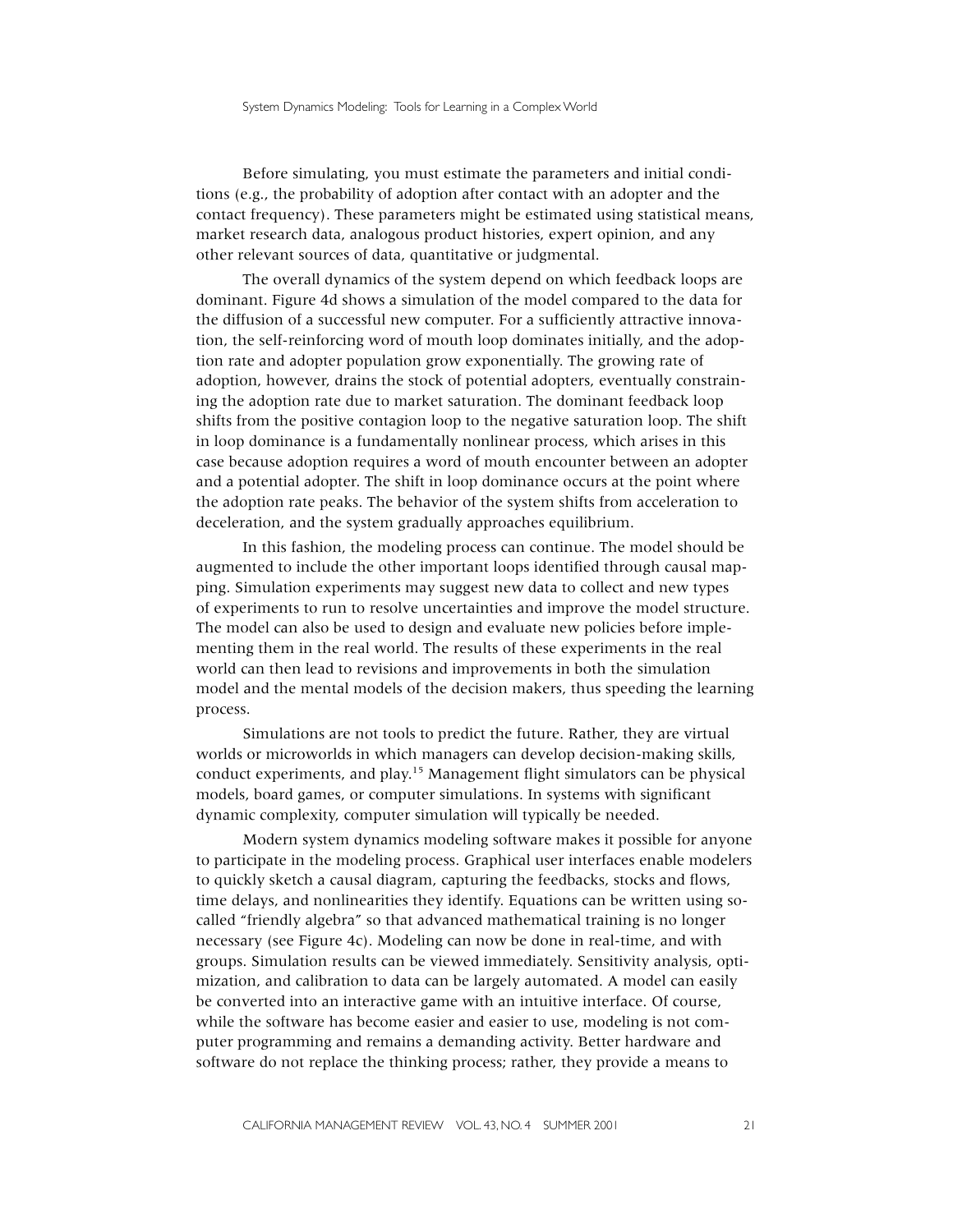Before simulating, you must estimate the parameters and initial conditions (e.g., the probability of adoption after contact with an adopter and the contact frequency). These parameters might be estimated using statistical means, market research data, analogous product histories, expert opinion, and any other relevant sources of data, quantitative or judgmental.

The overall dynamics of the system depend on which feedback loops are dominant. Figure 4d shows a simulation of the model compared to the data for the diffusion of a successful new computer. For a sufficiently attractive innovation, the self-reinforcing word of mouth loop dominates initially, and the adoption rate and adopter population grow exponentially. The growing rate of adoption, however, drains the stock of potential adopters, eventually constraining the adoption rate due to market saturation. The dominant feedback loop shifts from the positive contagion loop to the negative saturation loop. The shift in loop dominance is a fundamentally nonlinear process, which arises in this case because adoption requires a word of mouth encounter between an adopter and a potential adopter. The shift in loop dominance occurs at the point where the adoption rate peaks. The behavior of the system shifts from acceleration to deceleration, and the system gradually approaches equilibrium.

In this fashion, the modeling process can continue. The model should be augmented to include the other important loops identified through causal mapping. Simulation experiments may suggest new data to collect and new types of experiments to run to resolve uncertainties and improve the model structure. The model can also be used to design and evaluate new policies before implementing them in the real world. The results of these experiments in the real world can then lead to revisions and improvements in both the simulation model and the mental models of the decision makers, thus speeding the learning process.

Simulations are not tools to predict the future. Rather, they are virtual worlds or microworlds in which managers can develop decision-making skills, conduct experiments, and play.[15] Management flight simulators can be physical models, board games, or computer simulations. In systems with significant dynamic complexity, computer simulation will typically be needed.

Modern system dynamics modeling software makes it possible for anyone to participate in the modeling process. Graphical user interfaces enable modelers to quickly sketch a causal diagram, capturing the feedbacks, stocks and flows, time delays, and nonlinearities they identify. Equations can be written using so-called "friendly algebra" so that advanced mathematical training is no longer necessary (see Figure 4c). Modeling can now be done in real-time, and with groups. Simulation results can be viewed immediately. Sensitivity analysis, optimization, and calibration to data can be largely automated. A model can easily be converted into an interactive game with an intuitive interface. Of course, while the software has become easier and easier to use, modeling is not computer programming and remains a demanding activity. Better hardware and software do not replace the thinking process; rather, they provide a means to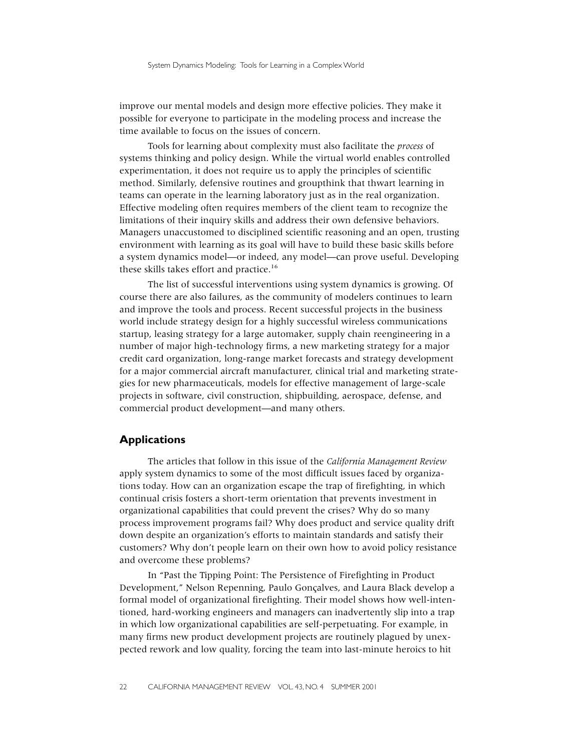improve our mental models and design more effective policies. They make it possible for everyone to participate in the modeling process and increase the time available to focus on the issues of concern.

Tools for learning about complexity must also facilitate the *process* of systems thinking and policy design. While the virtual world enables controlled experimentation, it does not require us to apply the principles of scientific method. Similarly, defensive routines and groupthink that thwart learning in teams can operate in the learning laboratory just as in the real organization. Effective modeling often requires members of the client team to recognize the limitations of their inquiry skills and address their own defensive behaviors. Managers unaccustomed to disciplined scientific reasoning and an open, trusting environment with learning as its goal will have to build these basic skills before a system dynamics model—or indeed, any model—can prove useful. Developing these skills takes effort and practice.[16]

The list of successful interventions using system dynamics is growing. Of course there are also failures, as the community of modelers continues to learn and improve the tools and process. Recent successful projects in the business world include strategy design for a highly successful wireless communications startup, leasing strategy for a large automaker, supply chain reengineering in a number of major high-technology firms, a new marketing strategy for a major credit card organization, long-range market forecasts and strategy development for a major commercial aircraft manufacturer, clinical trial and marketing strategies for new pharmaceuticals, models for effective management of large-scale projects in software, civil construction, shipbuilding, aerospace, defense, and commercial product development—and many others.

## Applications

The articles that follow in this issue of the *California Management Review* apply system dynamics to some of the most difficult issues faced by organizations today. How can an organization escape the trap of firefighting, in which continual crisis fosters a short-term orientation that prevents investment in organizational capabilities that could prevent the crises? Why do so many process improvement programs fail? Why does product and service quality drift down despite an organization's efforts to maintain standards and satisfy their customers? Why don't people learn on their own how to avoid policy resistance and overcome these problems?

In "Past the Tipping Point: The Persistence of Firefighting in Product Development," Nelson Repenning, Paulo Gonçalves, and Laura Black develop a formal model of organizational firefighting. Their model shows how well-intentioned, hard-working engineers and managers can inadvertently slip into a trap in which low organizational capabilities are self-perpetuating. For example, in many firms new product development projects are routinely plagued by unexpected rework and low quality, forcing the team into last-minute heroics to hit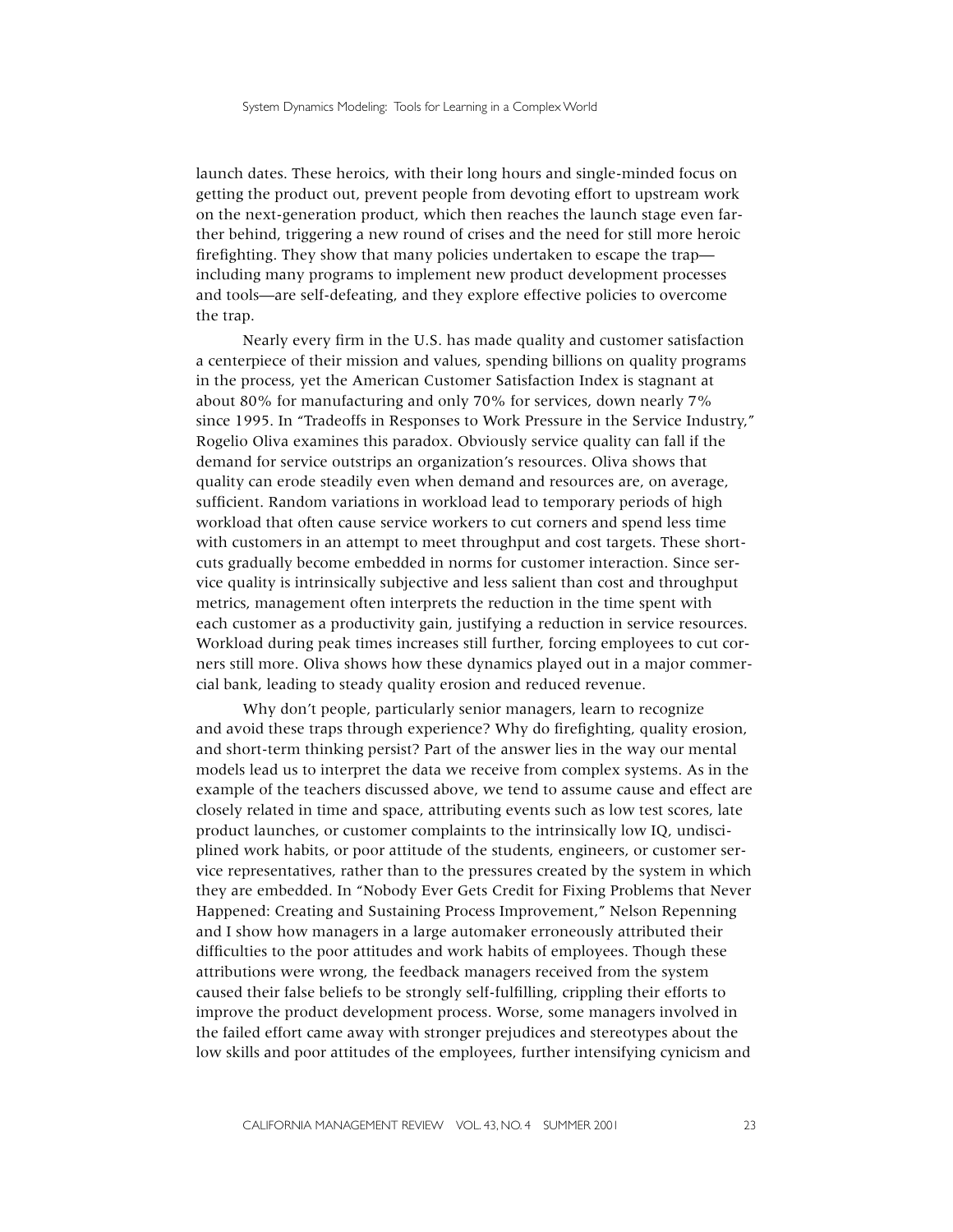launch dates. These heroics, with their long hours and single-minded focus on getting the product out, prevent people from devoting effort to upstream work on the next-generation product, which then reaches the launch stage even farther behind, triggering a new round of crises and the need for still more heroic firefighting. They show that many policies undertaken to escape the trap—including many programs to implement new product development processes and tools—are self-defeating, and they explore effective policies to overcome the trap.

Nearly every firm in the U.S. has made quality and customer satisfaction a centerpiece of their mission and values, spending billions on quality programs in the process, yet the American Customer Satisfaction Index is stagnant at about 80% for manufacturing and only 70% for services, down nearly 7% since 1995. In "Tradeoffs in Responses to Work Pressure in the Service Industry," Rogelio Oliva examines this paradox. Obviously service quality can fall if the demand for service outstrips an organization's resources. Oliva shows that quality can erode steadily even when demand and resources are, on average, sufficient. Random variations in workload lead to temporary periods of high workload that often cause service workers to cut corners and spend less time with customers in an attempt to meet throughput and cost targets. These shortcuts gradually become embedded in norms for customer interaction. Since service quality is intrinsically subjective and less salient than cost and throughput metrics, management often interprets the reduction in the time spent with each customer as a productivity gain, justifying a reduction in service resources. Workload during peak times increases still further, forcing employees to cut corners still more. Oliva shows how these dynamics played out in a major commercial bank, leading to steady quality erosion and reduced revenue.

Why don't people, particularly senior managers, learn to recognize and avoid these traps through experience? Why do firefighting, quality erosion, and short-term thinking persist? Part of the answer lies in the way our mental models lead us to interpret the data we receive from complex systems. As in the example of the teachers discussed above, we tend to assume cause and effect are closely related in time and space, attributing events such as low test scores, late product launches, or customer complaints to the intrinsically low IQ, undisciplined work habits, or poor attitude of the students, engineers, or customer service representatives, rather than to the pressures created by the system in which they are embedded. In "Nobody Ever Gets Credit for Fixing Problems that Never Happened: Creating and Sustaining Process Improvement," Nelson Repenning and I show how managers in a large automaker erroneously attributed their difficulties to the poor attitudes and work habits of employees. Though these attributions were wrong, the feedback managers received from the system caused their false beliefs to be strongly self-fulfilling, crippling their efforts to improve the product development process. Worse, some managers involved in the failed effort came away with stronger prejudices and stereotypes about the low skills and poor attitudes of the employees, further intensifying cynicism and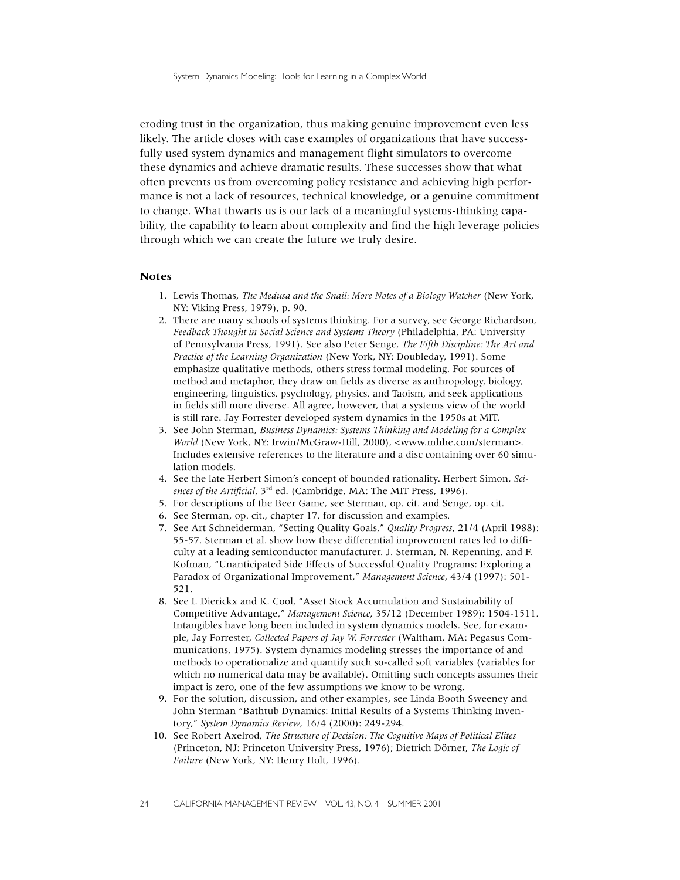eroding trust in the organization, thus making genuine improvement even less likely. The article closes with case examples of organizations that have successfully used system dynamics and management flight simulators to overcome these dynamics and achieve dramatic results. These successes show that what often prevents us from overcoming policy resistance and achieving high performance is not a lack of resources, technical knowledge, or a genuine commitment to change. What thwarts us is our lack of a meaningful systems-thinking capability, the capability to learn about complexity and find the high leverage policies through which we can create the future we truly desire.

## Notes

1. Lewis Thomas, *The Medusa and the Snail: More Notes of a Biology Watcher* (New York, NY: Viking Press, 1979), p. 90.
2. There are many schools of systems thinking. For a survey, see George Richardson, *Feedback Thought in Social Science and Systems Theory* (Philadelphia, PA: University of Pennsylvania Press, 1991). See also Peter Senge, *The Fifth Discipline: The Art and Practice of the Learning Organization* (New York, NY: Doubleday, 1991). Some emphasize qualitative methods, others stress formal modeling. For sources of method and metaphor, they draw on fields as diverse as anthropology, biology, engineering, linguistics, psychology, physics, and Taoism, and seek applications in fields still more diverse. All agree, however, that a systems view of the world is still rare. Jay Forrester developed system dynamics in the 1950s at MIT.
3. See John Sterman, *Business Dynamics: Systems Thinking and Modeling for a Complex World* (New York, NY: Irwin/McGraw-Hill, 2000), <www.mhhe.com/sterman>. Includes extensive references to the literature and a disc containing over 60 simulation models.
4. See the late Herbert Simon's concept of bounded rationality. Herbert Simon, *Sciences of the Artificial*, 3rd ed. (Cambridge, MA: The MIT Press, 1996).
5. For descriptions of the Beer Game, see Sterman, op. cit. and Senge, op. cit.
6. See Sterman, op. cit., chapter 17, for discussion and examples.
7. See Art Schneiderman, "Setting Quality Goals," *Quality Progress*, 21/4 (April 1988): 55-57. Sterman et al. show how these differential improvement rates led to difficulty at a leading semiconductor manufacturer. J. Sterman, N. Repenning, and F. Kofman, "Unanticipated Side Effects of Successful Quality Programs: Exploring a Paradox of Organizational Improvement," *Management Science*, 43/4 (1997): 501-521.
8. See I. Dierickx and K. Cool, "Asset Stock Accumulation and Sustainability of Competitive Advantage," *Management Science*, 35/12 (December 1989): 1504-1511. Intangibles have long been included in system dynamics models. See, for example, Jay Forrester, *Collected Papers of Jay W. Forrester* (Waltham, MA: Pegasus Communications, 1975). System dynamics modeling stresses the importance of and methods to operationalize and quantify such so-called soft variables (variables for which no numerical data may be available). Omitting such concepts assumes their impact is zero, one of the few assumptions we know to be wrong.
9. For the solution, discussion, and other examples, see Linda Booth Sweeney and John Sterman "Bathtub Dynamics: Initial Results of a Systems Thinking Inventory," *System Dynamics Review*, 16/4 (2000): 249-294.
10. See Robert Axelrod, *The Structure of Decision: The Cognitive Maps of Political Elites* (Princeton, NJ: Princeton University Press, 1976); Dietrich Dörner, *The Logic of Failure* (New York, NY: Henry Holt, 1996).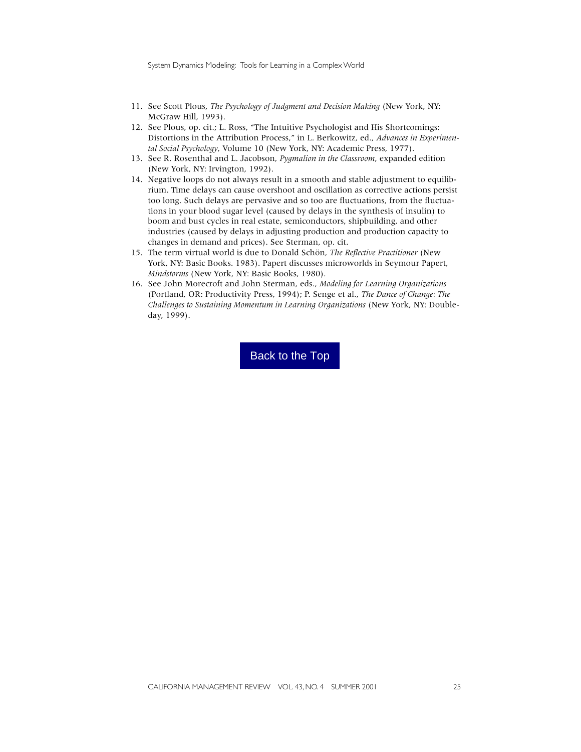11. See Scott Plous, *The Psychology of Judgment and Decision Making* (New York, NY: McGraw Hill, 1993).
12. See Plous, op. cit.; L. Ross, "The Intuitive Psychologist and His Shortcomings: Distortions in the Attribution Process," in L. Berkowitz, ed., *Advances in Experimental Social Psychology*, Volume 10 (New York, NY: Academic Press, 1977).
13. See R. Rosenthal and L. Jacobson, *Pygmalion in the Classroom*, expanded edition (New York, NY: Irvington, 1992).
14. Negative loops do not always result in a smooth and stable adjustment to equilibrium. Time delays can cause overshoot and oscillation as corrective actions persist too long. Such delays are pervasive and so too are fluctuations, from the fluctuations in your blood sugar level (caused by delays in the synthesis of insulin) to boom and bust cycles in real estate, semiconductors, shipbuilding, and other industries (caused by delays in adjusting production and production capacity to changes in demand and prices). See Sterman, op. cit.
15. The term virtual world is due to Donald Schön, *The Reflective Practitioner* (New York, NY: Basic Books. 1983). Papert discusses microworlds in Seymour Papert, *Mindstorms* (New York, NY: Basic Books, 1980).
16. See John Morecroft and John Sterman, eds., *Modeling for Learning Organizations* (Portland, OR: Productivity Press, 1994); P. Senge et al., *The Dance of Change: The Challenges to Sustaining Momentum in Learning Organizations* (New York, NY: Doubleday, 1999).

Back to the Top